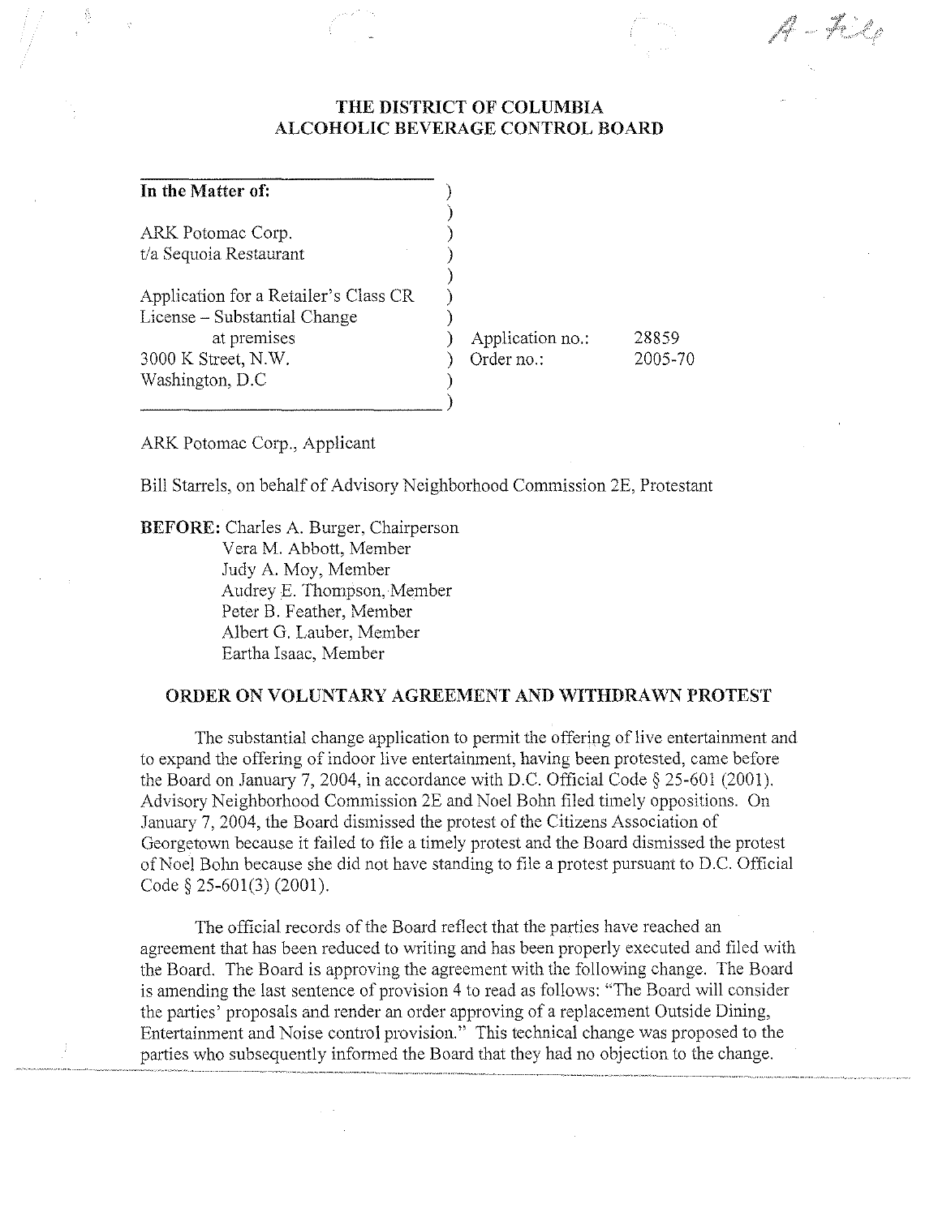# THE DISTRICT OF COLUMBIA ALCOHOLIC BEVERAGE CONTROL BOARD

| | | |
|---|---|---|
| **In the Matter of:** | | |
| ARK Potomac Corp. t/a Sequoia Restaurant | | |
| Application for a Retailer's Class CR License – Substantial Change at premises 3000 K Street, N.W. Washington, D.C | Application no.: | 28859 |
| | Order no.: | 2005-70 |

ARK Potomac Corp., Applicant

Bill Starrels, on behalf of Advisory Neighborhood Commission 2E, Protestant

**BEFORE:** Charles A. Burger, Chairperson
Vera M. Abbott, Member
Judy A. Moy, Member
Audrey E. Thompson, Member
Peter B. Feather, Member
Albert G. Lauber, Member
Eartha Isaac, Member

## ORDER ON VOLUNTARY AGREEMENT AND WITHDRAWN PROTEST

The substantial change application to permit the offering of live entertainment and to expand the offering of indoor live entertainment, having been protested, came before the Board on January 7, 2004, in accordance with D.C. Official Code § 25-601 (2001). Advisory Neighborhood Commission 2E and Noel Bohn filed timely oppositions. On January 7, 2004, the Board dismissed the protest of the Citizens Association of Georgetown because it failed to file a timely protest and the Board dismissed the protest of Noel Bohn because she did not have standing to file a protest pursuant to D.C. Official Code § 25-601(3) (2001).

The official records of the Board reflect that the parties have reached an agreement that has been reduced to writing and has been properly executed and filed with the Board. The Board is approving the agreement with the following change. The Board is amending the last sentence of provision 4 to read as follows: "The Board will consider the parties' proposals and render an order approving of a replacement Outside Dining, Entertainment and Noise control provision." This technical change was proposed to the parties who subsequently informed the Board that they had no objection to the change.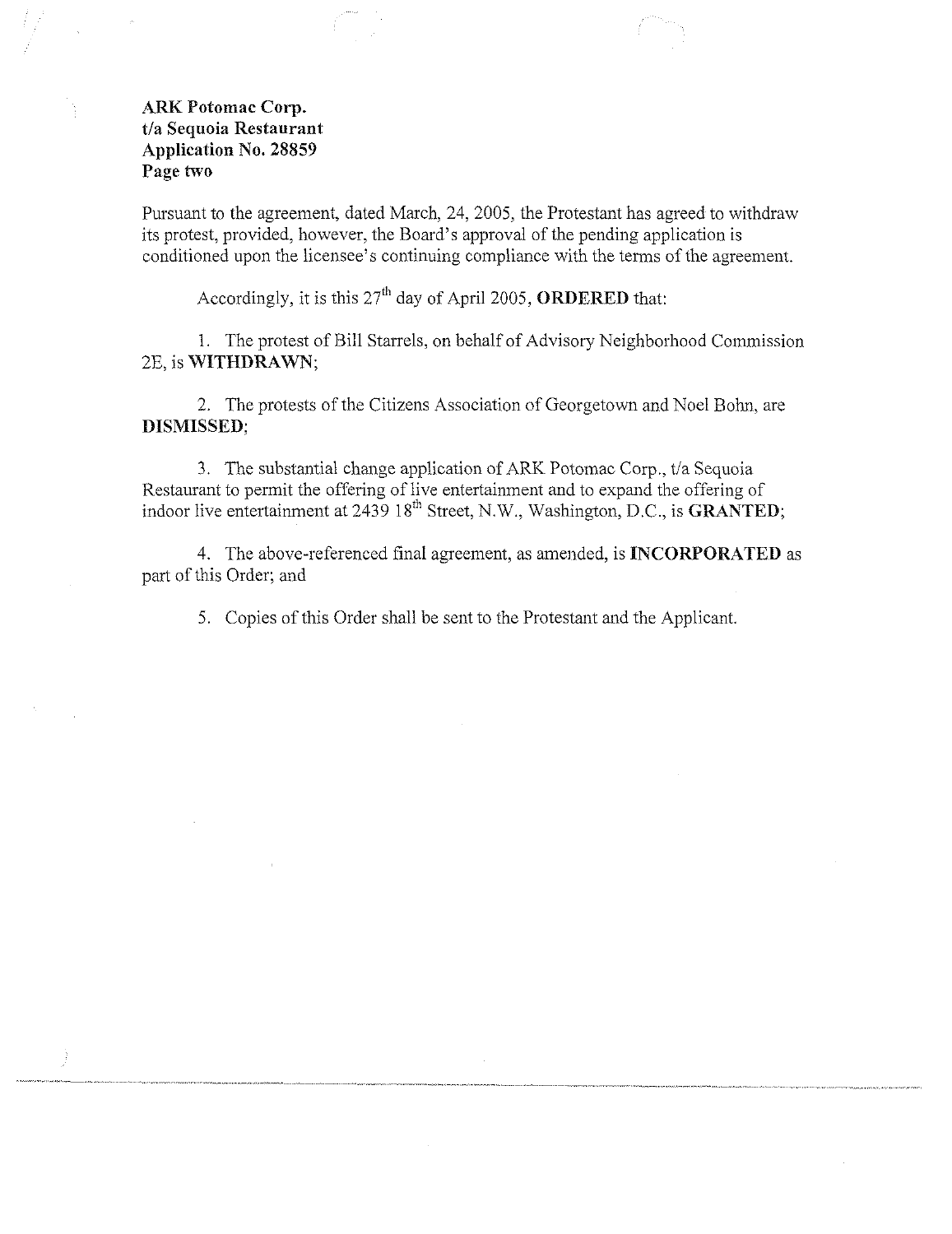**ARK Potomac Corp.**
**t/a Sequoia Restaurant**
**Application No. 28859**
**Page two**

Pursuant to the agreement, dated March, 24, 2005, the Protestant has agreed to withdraw its protest, provided, however, the Board's approval of the pending application is conditioned upon the licensee's continuing compliance with the terms of the agreement.

Accordingly, it is this 27th day of April 2005, **ORDERED** that:

1. The protest of Bill Starrels, on behalf of Advisory Neighborhood Commission 2E, is **WITHDRAWN**;

2. The protests of the Citizens Association of Georgetown and Noel Bohn, are **DISMISSED**;

3. The substantial change application of ARK Potomac Corp., t/a Sequoia Restaurant to permit the offering of live entertainment and to expand the offering of indoor live entertainment at 2439 18th Street, N.W., Washington, D.C., is **GRANTED**;

4. The above-referenced final agreement, as amended, is **INCORPORATED** as part of this Order; and

5. Copies of this Order shall be sent to the Protestant and the Applicant.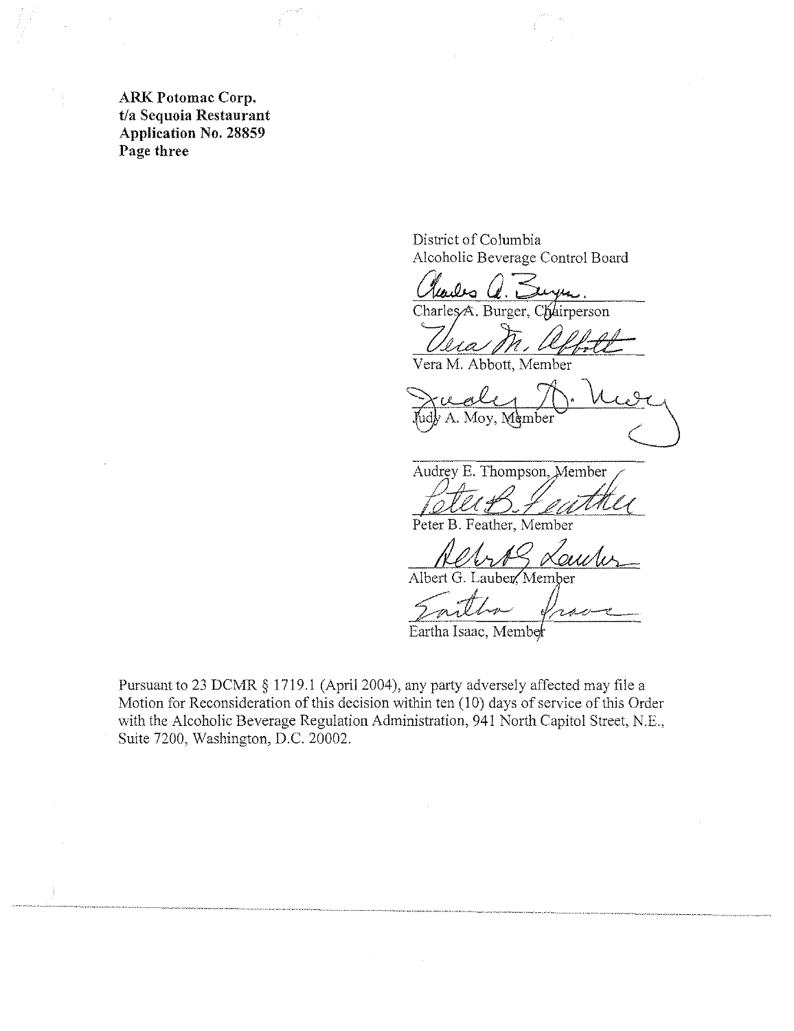**ARK Potomac Corp.**
**t/a Sequoia Restaurant**
**Application No. 28859**
**Page three**

District of Columbia
Alcoholic Beverage Control Board

Charles A. Burger, Chairperson

Vera M. Abbott, Member

Judy A. Moy, Member

Audrey E. Thompson, Member

Peter B. Feather, Member

Albert G. Lauber, Member

Eartha Isaac, Member

Pursuant to 23 DCMR § 1719.1 (April 2004), any party adversely affected may file a Motion for Reconsideration of this decision within ten (10) days of service of this Order with the Alcoholic Beverage Regulation Administration, 941 North Capitol Street, N.E., Suite 7200, Washington, D.C. 20002.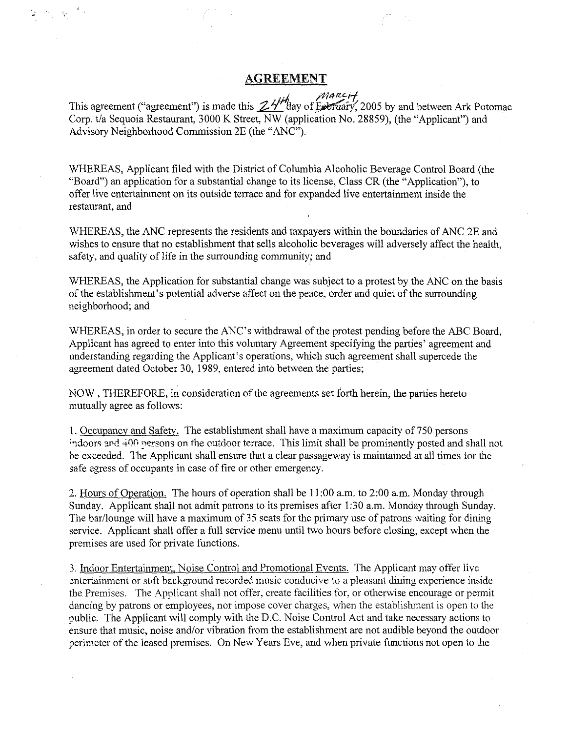## AGREEMENT

This agreement ("agreement") is made this 24th day of ~~February~~ March, 2005 by and between Ark Potomac Corp. t/a Sequoia Restaurant, 3000 K Street, NW (application No. 28859), (the "Applicant") and Advisory Neighborhood Commission 2E (the "ANC").

WHEREAS, Applicant filed with the District of Columbia Alcoholic Beverage Control Board (the "Board") an application for a substantial change to its license, Class CR (the "Application"), to offer live entertainment on its outside terrace and for expanded live entertainment inside the restaurant, and

WHEREAS, the ANC represents the residents and taxpayers within the boundaries of ANC 2E and wishes to ensure that no establishment that sells alcoholic beverages will adversely affect the health, safety, and quality of life in the surrounding community; and

WHEREAS, the Application for substantial change was subject to a protest by the ANC on the basis of the establishment's potential adverse affect on the peace, order and quiet of the surrounding neighborhood; and

WHEREAS, in order to secure the ANC's withdrawal of the protest pending before the ABC Board, Applicant has agreed to enter into this voluntary Agreement specifying the parties' agreement and understanding regarding the Applicant's operations, which such agreement shall supercede the agreement dated October 30, 1989, entered into between the parties;

NOW , THEREFORE, in consideration of the agreements set forth herein, the parties hereto mutually agree as follows:

1. Occupancy and Safety. The establishment shall have a maximum capacity of 750 persons indoors and 400 persons on the outdoor terrace. This limit shall be prominently posted and shall not be exceeded. The Applicant shall ensure that a clear passageway is maintained at all times for the safe egress of occupants in case of fire or other emergency.

2. Hours of Operation. The hours of operation shall be 11:00 a.m. to 2:00 a.m. Monday through Sunday. Applicant shall not admit patrons to its premises after 1:30 a.m. Monday through Sunday. The bar/lounge will have a maximum of 35 seats for the primary use of patrons waiting for dining service. Applicant shall offer a full service menu until two hours before closing, except when the premises are used for private functions.

3. Indoor Entertainment, Noise Control and Promotional Events. The Applicant may offer live entertainment or soft background recorded music conducive to a pleasant dining experience inside the Premises. The Applicant shall not offer, create facilities for, or otherwise encourage or permit dancing by patrons or employees, nor impose cover charges, when the establishment is open to the public. The Applicant will comply with the D.C. Noise Control Act and take necessary actions to ensure that music, noise and/or vibration from the establishment are not audible beyond the outdoor perimeter of the leased premises. On New Years Eve, and when private functions not open to the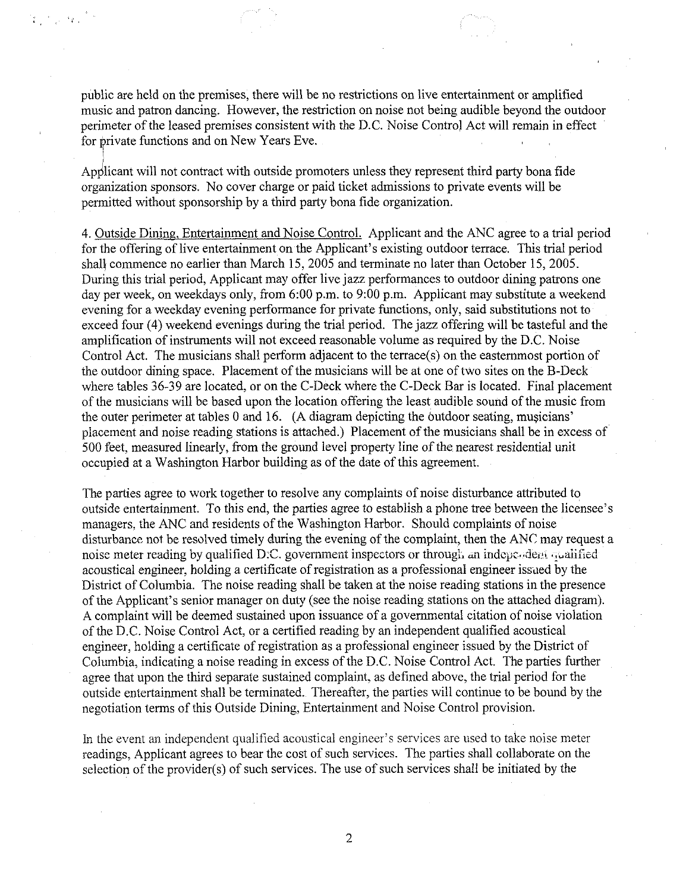public are held on the premises, there will be no restrictions on live entertainment or amplified music and patron dancing. However, the restriction on noise not being audible beyond the outdoor perimeter of the leased premises consistent with the D.C. Noise Control Act will remain in effect for private functions and on New Years Eve.

Applicant will not contract with outside promoters unless they represent third party bona fide organization sponsors. No cover charge or paid ticket admissions to private events will be permitted without sponsorship by a third party bona fide organization.

4. Outside Dining, Entertainment and Noise Control. Applicant and the ANC agree to a trial period for the offering of live entertainment on the Applicant's existing outdoor terrace. This trial period shall commence no earlier than March 15, 2005 and terminate no later than October 15, 2005. During this trial period, Applicant may offer live jazz performances to outdoor dining patrons one day per week, on weekdays only, from 6:00 p.m. to 9:00 p.m. Applicant may substitute a weekend evening for a weekday evening performance for private functions, only, said substitutions not to exceed four (4) weekend evenings during the trial period. The jazz offering will be tasteful and the amplification of instruments will not exceed reasonable volume as required by the D.C. Noise Control Act. The musicians shall perform adjacent to the terrace(s) on the easternmost portion of the outdoor dining space. Placement of the musicians will be at one of two sites on the B-Deck where tables 36-39 are located, or on the C-Deck where the C-Deck Bar is located. Final placement of the musicians will be based upon the location offering the least audible sound of the music from the outer perimeter at tables 0 and 16. (A diagram depicting the outdoor seating, musicians' placement and noise reading stations is attached.) Placement of the musicians shall be in excess of 500 feet, measured linearly, from the ground level property line of the nearest residential unit occupied at a Washington Harbor building as of the date of this agreement.

The parties agree to work together to resolve any complaints of noise disturbance attributed to outside entertainment. To this end, the parties agree to establish a phone tree between the licensee's managers, the ANC and residents of the Washington Harbor. Should complaints of noise disturbance not be resolved timely during the evening of the complaint, then the ANC may request a noise meter reading by qualified D.C. government inspectors or through an independent qualified acoustical engineer, holding a certificate of registration as a professional engineer issued by the District of Columbia. The noise reading shall be taken at the noise reading stations in the presence of the Applicant's senior manager on duty (see the noise reading stations on the attached diagram). A complaint will be deemed sustained upon issuance of a governmental citation of noise violation of the D.C. Noise Control Act, or a certified reading by an independent qualified acoustical engineer, holding a certificate of registration as a professional engineer issued by the District of Columbia, indicating a noise reading in excess of the D.C. Noise Control Act. The parties further agree that upon the third separate sustained complaint, as defined above, the trial period for the outside entertainment shall be terminated. Thereafter, the parties will continue to be bound by the negotiation terms of this Outside Dining, Entertainment and Noise Control provision.

In the event an independent qualified acoustical engineer's services are used to take noise meter readings, Applicant agrees to bear the cost of such services. The parties shall collaborate on the selection of the provider(s) of such services. The use of such services shall be initiated by the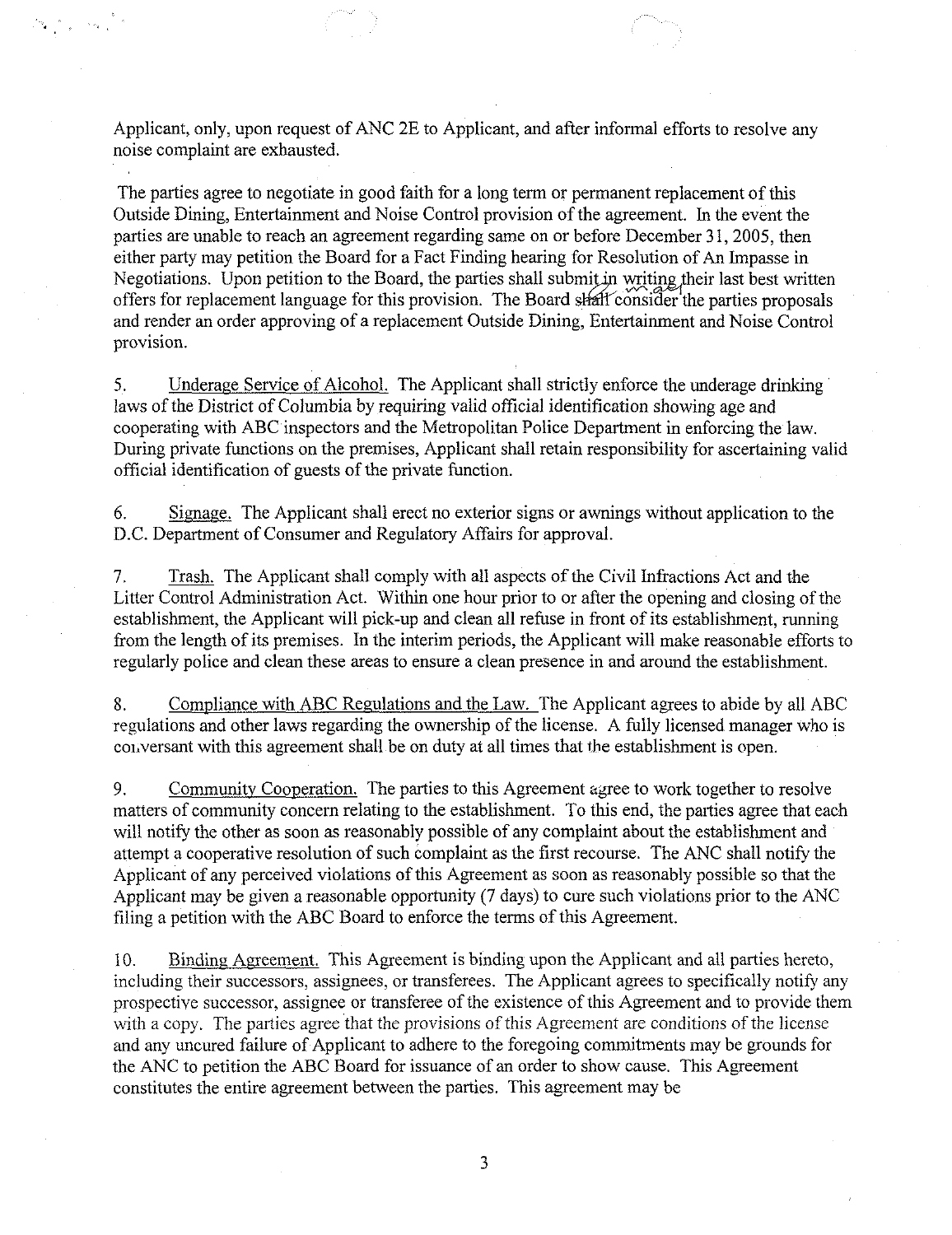Applicant, only, upon request of ANC 2E to Applicant, and after informal efforts to resolve any noise complaint are exhausted.

The parties agree to negotiate in good faith for a long term or permanent replacement of this Outside Dining, Entertainment and Noise Control provision of the agreement. In the event the parties are unable to reach an agreement regarding same on or before December 31, 2005, then either party may petition the Board for a Fact Finding hearing for Resolution of An Impasse in Negotiations. Upon petition to the Board, the parties shall submit in writing their last best written offers for replacement language for this provision. The Board ~~shall~~ may consider the parties proposals and render an order approving of a replacement Outside Dining, Entertainment and Noise Control provision.

5. Underage Service of Alcohol. The Applicant shall strictly enforce the underage drinking laws of the District of Columbia by requiring valid official identification showing age and cooperating with ABC inspectors and the Metropolitan Police Department in enforcing the law. During private functions on the premises, Applicant shall retain responsibility for ascertaining valid official identification of guests of the private function.

6. Signage. The Applicant shall erect no exterior signs or awnings without application to the D.C. Department of Consumer and Regulatory Affairs for approval.

7. Trash. The Applicant shall comply with all aspects of the Civil Infractions Act and the Litter Control Administration Act. Within one hour prior to or after the opening and closing of the establishment, the Applicant will pick-up and clean all refuse in front of its establishment, running from the length of its premises. In the interim periods, the Applicant will make reasonable efforts to regularly police and clean these areas to ensure a clean presence in and around the establishment.

8. Compliance with ABC Regulations and the Law. The Applicant agrees to abide by all ABC regulations and other laws regarding the ownership of the license. A fully licensed manager who is conversant with this agreement shall be on duty at all times that the establishment is open.

9. Community Cooperation. The parties to this Agreement agree to work together to resolve matters of community concern relating to the establishment. To this end, the parties agree that each will notify the other as soon as reasonably possible of any complaint about the establishment and attempt a cooperative resolution of such complaint as the first recourse. The ANC shall notify the Applicant of any perceived violations of this Agreement as soon as reasonably possible so that the Applicant may be given a reasonable opportunity (7 days) to cure such violations prior to the ANC filing a petition with the ABC Board to enforce the terms of this Agreement.

10. Binding Agreement. This Agreement is binding upon the Applicant and all parties hereto, including their successors, assignees, or transferees. The Applicant agrees to specifically notify any prospective successor, assignee or transferee of the existence of this Agreement and to provide them with a copy. The parties agree that the provisions of this Agreement are conditions of the license and any uncured failure of Applicant to adhere to the foregoing commitments may be grounds for the ANC to petition the ABC Board for issuance of an order to show cause. This Agreement constitutes the entire agreement between the parties. This agreement may be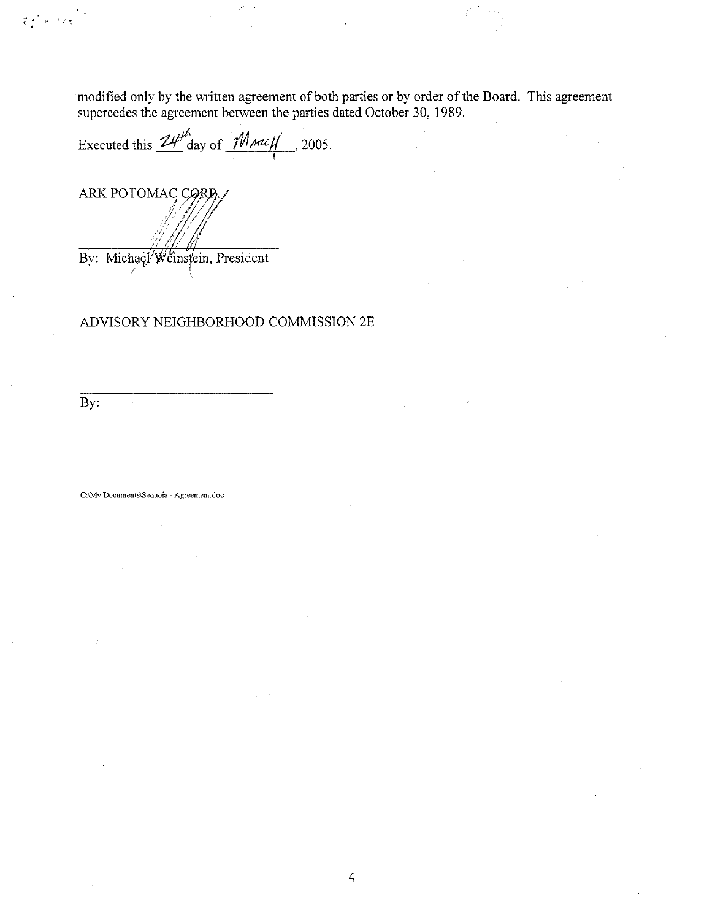modified only by the written agreement of both parties or by order of the Board. This agreement supercedes the agreement between the parties dated October 30, 1989.

Executed this 24th day of March, 2005.

ARK POTOMAC CORP.

By: Michael Weinstein, President

ADVISORY NEIGHBORHOOD COMMISSION 2E

By:

C:\My Documents\Sequoia - Agreement.doc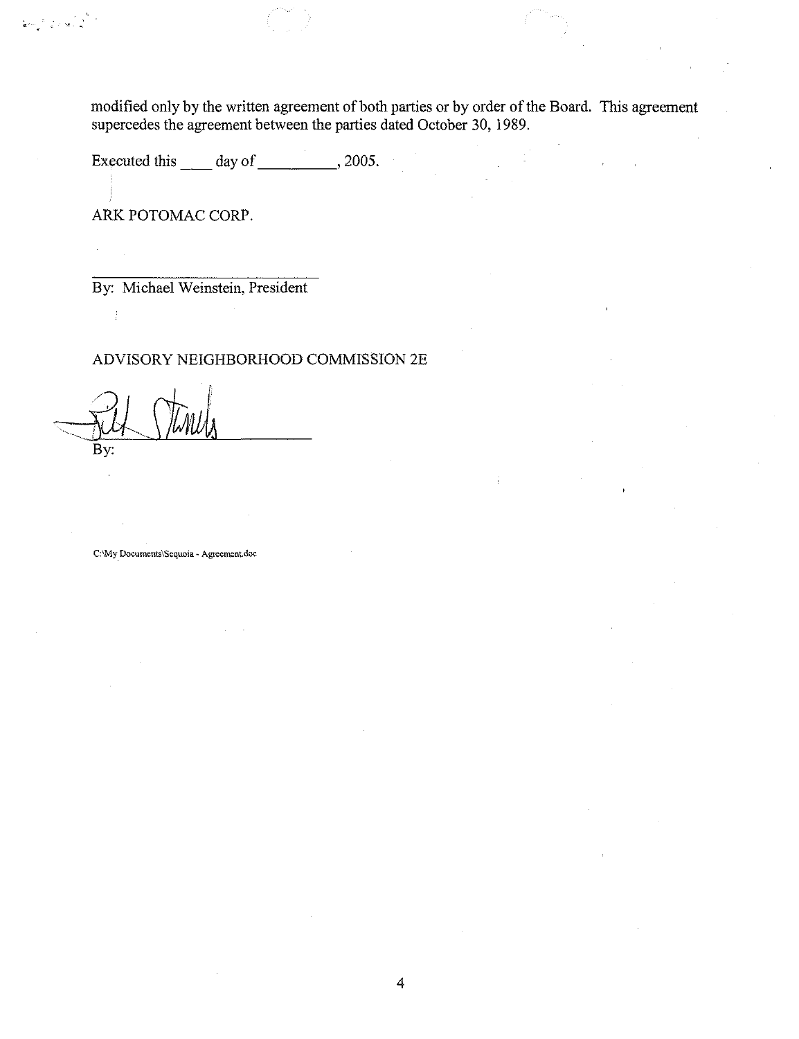modified only by the written agreement of both parties or by order of the Board. This agreement supercedes the agreement between the parties dated October 30, 1989.

Executed this ____ day of __________, 2005.

ARK POTOMAC CORP.

______________________________
By: Michael Weinstein, President

ADVISORY NEIGHBORHOOD COMMISSION 2E

______________________________
By:

C:\My Documents\Sequoia - Agreement.doc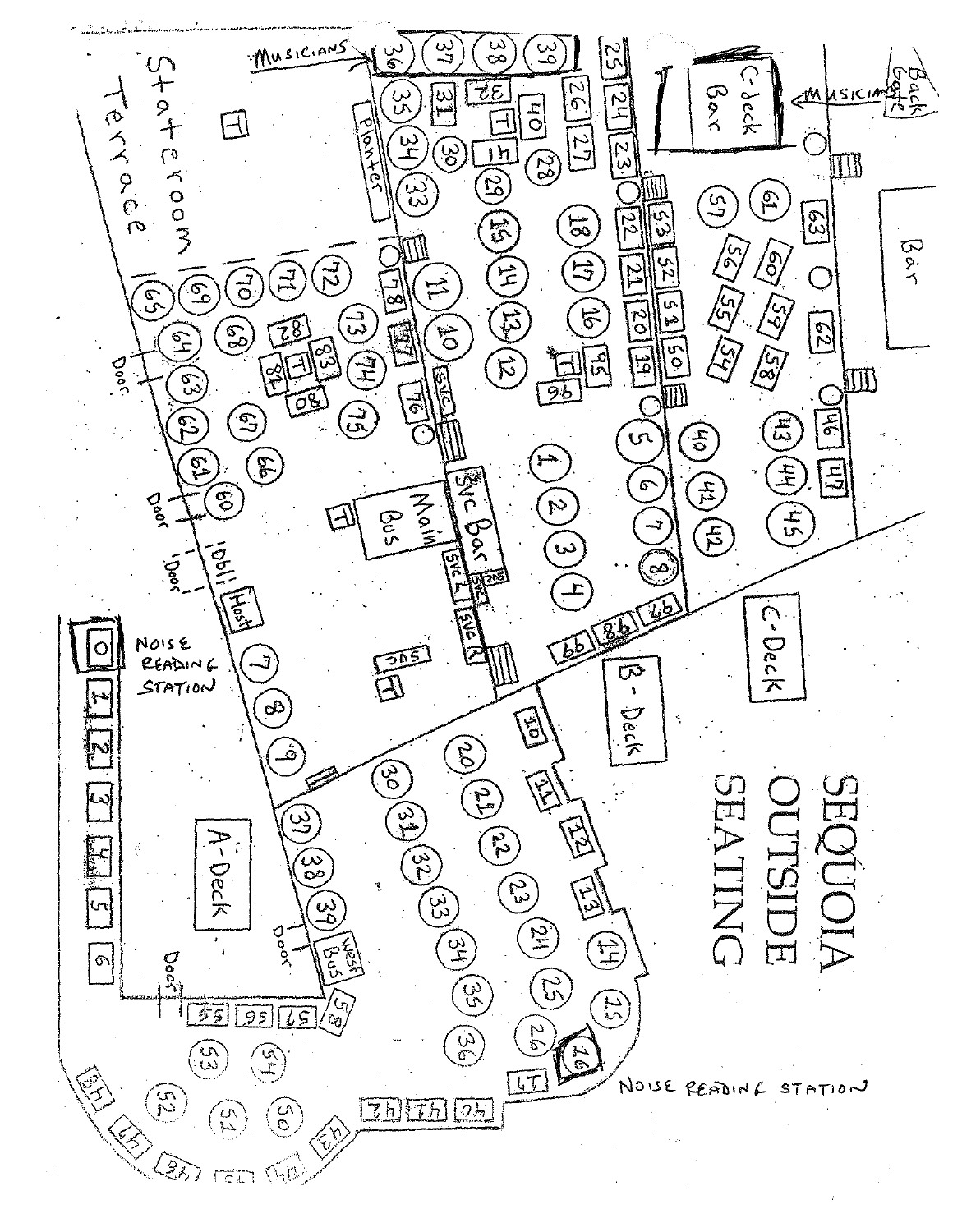# SEQUOIA OUTSIDE SEATING

Stateroom Terrace

A-Deck

B-Deck

C-Deck

C-deck Bar

Bar

Svc Bar

Main Bus

West Bus

Host

Planter

Musicians

Back Gate

Door

Noise Reading Station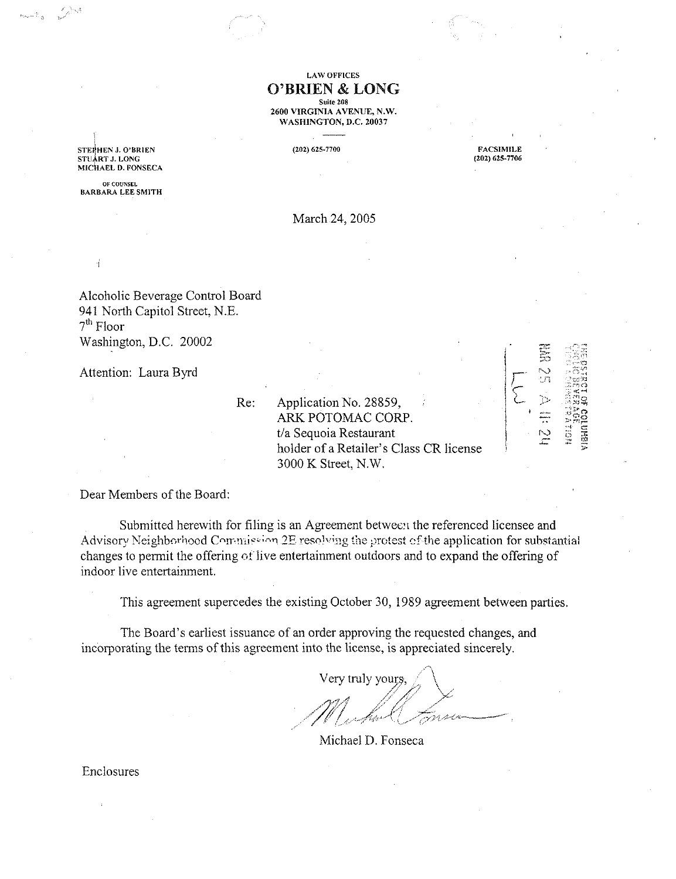LAW OFFICES

# O'BRIEN & LONG

Suite 208
2600 VIRGINIA AVENUE, N.W.
WASHINGTON, D.C. 20037

STEPHEN J. O'BRIEN
STUART J. LONG
MICHAEL D. FONSECA

OF COUNSEL
BARBARA LEE SMITH

(202) 625-7700

FACSIMILE
(202) 625-7706

March 24, 2005

Alcoholic Beverage Control Board
941 North Capitol Street, N.E.
7th Floor
Washington, D.C. 20002

Attention: Laura Byrd

Re: Application No. 28859,
ARK POTOMAC CORP.
t/a Sequoia Restaurant
holder of a Retailer's Class CR license
3000 K Street, N.W.

MAR 25 A 11:24

Dear Members of the Board:

Submitted herewith for filing is an Agreement between the referenced licensee and Advisory Neighborhood Commission 2E resolving the protest of the application for substantial changes to permit the offering of live entertainment outdoors and to expand the offering of indoor live entertainment.

This agreement supercedes the existing October 30, 1989 agreement between parties.

The Board's earliest issuance of an order approving the requested changes, and incorporating the terms of this agreement into the license, is appreciated sincerely.

Very truly yours,

Michael D. Fonseca

Enclosures